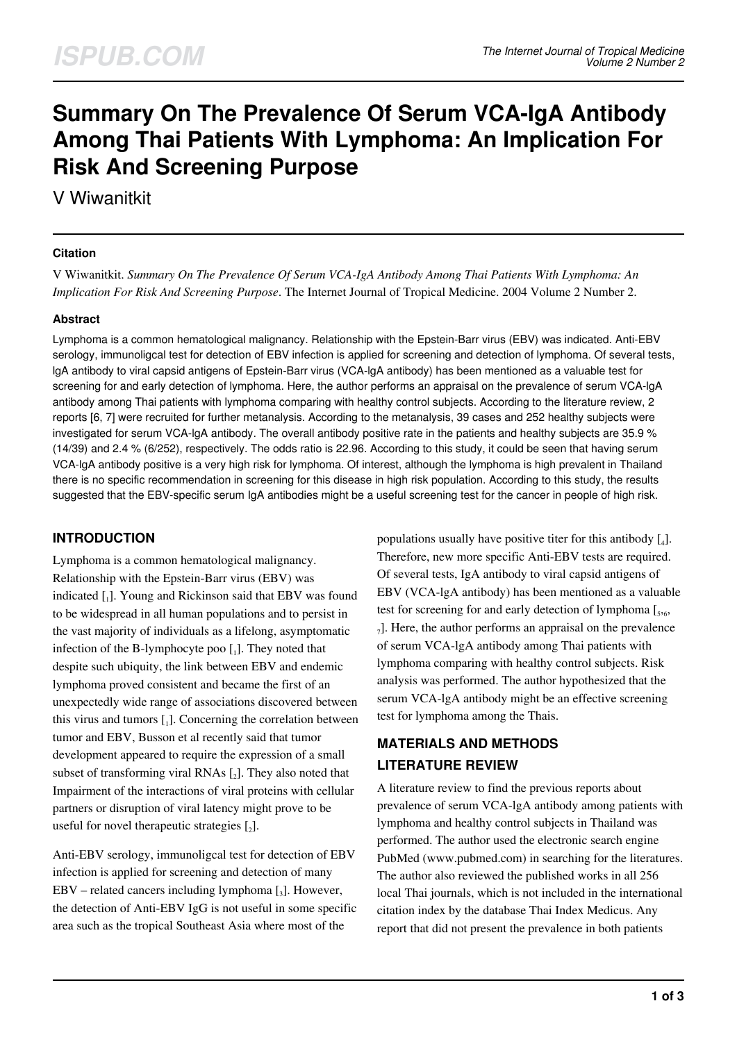# Summary On The Prevalence Of Serum VCA-IgA Antibody Among Thai Patients With Lymphoma: An Implication For Risk And Screening Purpose

V Wiwanitkit

#### Citation

V Wiwanitkit. *Summary On The Prevalence Of Serum VCA-IgA Antibody Among Thai Patients With Lymphoma: An Implication For Risk And Screening Purpose*. The Internet Journal of Tropical Medicine. 2004 Volume 2 Number 2.

#### Abstract

Lymphoma is a common hematological malignancy. Relationship with the Epstein-Barr virus (EBV) was indicated. Anti-EBV serology, immunoligcal test for detection of EBV infection is applied for screening and detection of lymphoma. Of several tests, lgA antibody to viral capsid antigens of Epstein-Barr virus (VCA-lgA antibody) has been mentioned as a valuable test for screening for and early detection of lymphoma. Here, the author performs an appraisal on the prevalence of serum VCA-lgA antibody among Thai patients with lymphoma comparing with healthy control subjects. According to the literature review, 2 reports [6, 7] were recruited for further metanalysis. According to the metanalysis, 39 cases and 252 healthy subjects were investigated for serum VCA-lgA antibody. The overall antibody positive rate in the patients and healthy subjects are 35.9 % (14/39) and 2.4 % (6/252), respectively. The odds ratio is 22.96. According to this study, it could be seen that having serum VCA-lgA antibody positive is a very high risk for lymphoma. Of interest, although the lymphoma is high prevalent in Thailand there is no specific recommendation in screening for this disease in high risk population. According to this study, the results suggested that the EBV-specific serum IgA antibodies might be a useful screening test for the cancer in people of high risk.

## INTRODUCTION

Lymphoma is a common hematological malignancy. Relationship with the Epstein-Barr virus (EBV) was indicated [1]. Young and Rickinson said that EBV was found to be widespread in all human populations and to persist in the vast majority of individuals as a lifelong, asymptomatic infection of the B-lymphocyte poo [1]. They noted that despite such ubiquity, the link between EBV and endemic lymphoma proved consistent and became the first of an unexpectedly wide range of associations discovered between this virus and tumors [1]. Concerning the correlation between tumor and EBV, Busson et al recently said that tumor development appeared to require the expression of a small subset of transforming viral RNAs [2]. They also noted that Impairment of the interactions of viral proteins with cellular partners or disruption of viral latency might prove to be useful for novel therapeutic strategies [2].

Anti-EBV serology, immunoligcal test for detection of EBV infection is applied for screening and detection of many EBV – related cancers including lymphoma [3]. However, the detection of Anti-EBV IgG is not useful in some specific area such as the tropical Southeast Asia where most of the populations usually have positive titer for this antibody [4]. Therefore, new more specific Anti-EBV tests are required. Of several tests, IgA antibody to viral capsid antigens of EBV (VCA-lgA antibody) has been mentioned as a valuable test for screening for and early detection of lymphoma [5,6,7]. Here, the author performs an appraisal on the prevalence of serum VCA-lgA antibody among Thai patients with lymphoma comparing with healthy control subjects. Risk analysis was performed. The author hypothesized that the serum VCA-lgA antibody might be an effective screening test for lymphoma among the Thais.

## MATERIALS AND METHODS

### LITERATURE REVIEW

A literature review to find the previous reports about prevalence of serum VCA-lgA antibody among patients with lymphoma and healthy control subjects in Thailand was performed. The author used the electronic search engine PubMed (www.pubmed.com) in searching for the literatures. The author also reviewed the published works in all 256 local Thai journals, which is not included in the international citation index by the database Thai Index Medicus. Any report that did not present the prevalence in both patients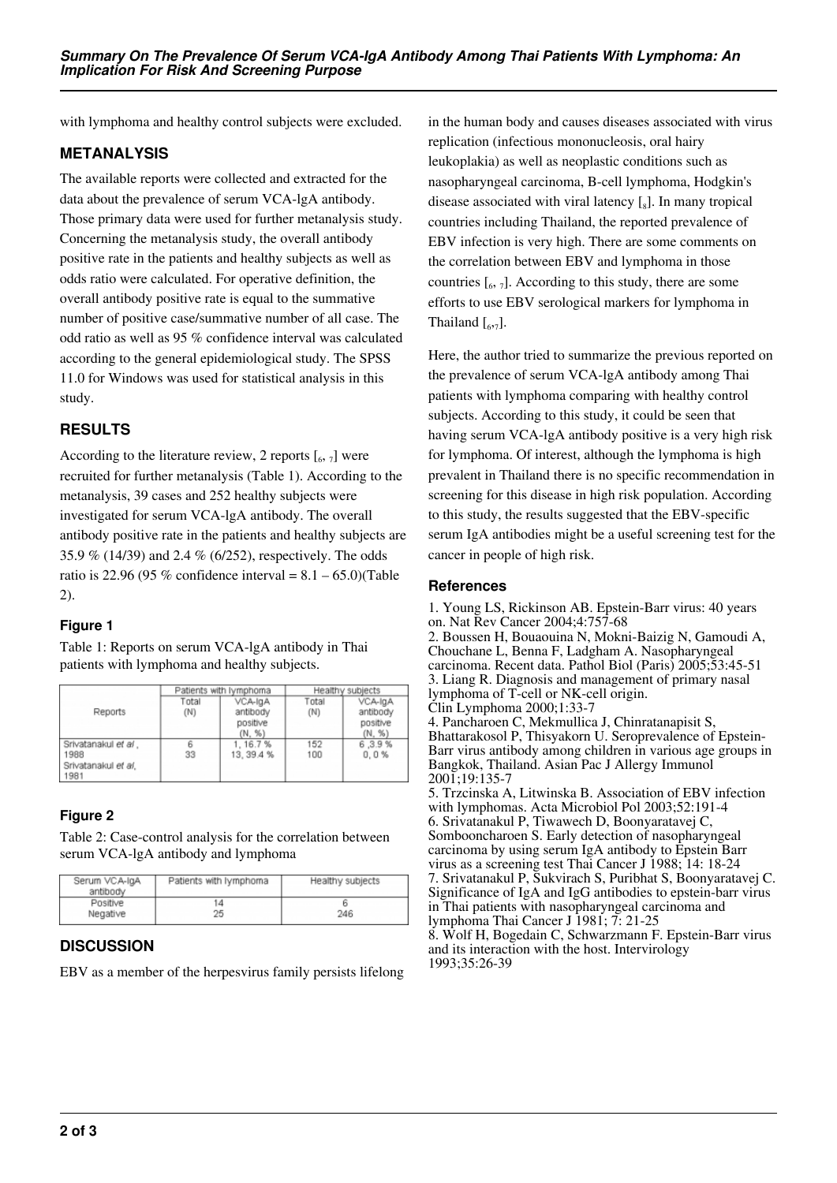with lymphoma and healthy control subjects were excluded.

## METANALYSIS

The available reports were collected and extracted for the data about the prevalence of serum VCA-lgA antibody. Those primary data were used for further metanalysis study. Concerning the metanalysis study, the overall antibody positive rate in the patients and healthy subjects as well as odds ratio were calculated. For operative definition, the overall antibody positive rate is equal to the summative number of positive case/summative number of all case. The odd ratio as well as 95 % confidence interval was calculated according to the general epidemiological study. The SPSS 11.0 for Windows was used for statistical analysis in this study.

## RESULTS

According to the literature review, 2 reports [6, 7] were recruited for further metanalysis (Table 1). According to the metanalysis, 39 cases and 252 healthy subjects were investigated for serum VCA-lgA antibody. The overall antibody positive rate in the patients and healthy subjects are 35.9 % (14/39) and 2.4 % (6/252), respectively. The odds ratio is 22.96 (95 % confidence interval = 8.1 – 65.0)(Table 2).

### Figure 1

Table 1: Reports on serum VCA-lgA antibody in Thai patients with lymphoma and healthy subjects.

| Reports | Patients with lymphoma | | Healthy subjects | |
|---|---|---|---|---|
| | Total (N) | VCA-IgA antibody positive (N, %) | Total (N) | VCA-IgA antibody positive (N, %) |
| Srivatanakul *et al*, 1988 | 6 | 1, 16.7 % | 152 | 6 ,3.9 % |
| Srivatanakul *et al*, 1981 | 33 | 13, 39.4 % | 100 | 0, 0 % |

### Figure 2

Table 2: Case-control analysis for the correlation between serum VCA-lgA antibody and lymphoma

| Serum VCA-IgA antibody | Patients with lymphoma | Healthy subjects |
|---|---|---|
| Positive | 14 | 6 |
| Negative | 25 | 246 |

## DISCUSSION

EBV as a member of the herpesvirus family persists lifelong in the human body and causes diseases associated with virus replication (infectious mononucleosis, oral hairy leukoplakia) as well as neoplastic conditions such as nasopharyngeal carcinoma, B-cell lymphoma, Hodgkin's disease associated with viral latency [8]. In many tropical countries including Thailand, the reported prevalence of EBV infection is very high. There are some comments on the correlation between EBV and lymphoma in those countries [6, 7]. According to this study, there are some efforts to use EBV serological markers for lymphoma in Thailand [6,7].

Here, the author tried to summarize the previous reported on the prevalence of serum VCA-lgA antibody among Thai patients with lymphoma comparing with healthy control subjects. According to this study, it could be seen that having serum VCA-lgA antibody positive is a very high risk for lymphoma. Of interest, although the lymphoma is high prevalent in Thailand there is no specific recommendation in screening for this disease in high risk population. According to this study, the results suggested that the EBV-specific serum IgA antibodies might be a useful screening test for the cancer in people of high risk.

### References

1. Young LS, Rickinson AB. Epstein-Barr virus: 40 years on. Nat Rev Cancer 2004;4:757-68
2. Boussen H, Bouaouina N, Mokni-Baizig N, Gamoudi A, Chouchane L, Benna F, Ladgham A. Nasopharyngeal carcinoma. Recent data. Pathol Biol (Paris) 2005;53:45-51
3. Liang R. Diagnosis and management of primary nasal lymphoma of T-cell or NK-cell origin. Clin Lymphoma 2000;1:33-7
4. Pancharoen C, Mekmullica J, Chinratanapisit S, Bhattarakosol P, Thisyakorn U. Seroprevalence of Epstein-Barr virus antibody among children in various age groups in Bangkok, Thailand. Asian Pac J Allergy Immunol 2001;19:135-7
5. Trzcinska A, Litwinska B. Association of EBV infection with lymphomas. Acta Microbiol Pol 2003;52:191-4
6. Srivatanakul P, Tiwawech D, Boonyaratavej C, Sombooncharoen S. Early detection of nasopharyngeal carcinoma by using serum IgA antibody to Epstein Barr virus as a screening test Thai Cancer J 1988; 14: 18-24
7. Srivatanakul P, Sukvirach S, Puribhat S, Boonyaratavej C. Significance of IgA and IgG antibodies to epstein-barr virus in Thai patients with nasopharyngeal carcinoma and lymphoma Thai Cancer J 1981; 7: 21-25
8. Wolf H, Bogedain C, Schwarzmann F. Epstein-Barr virus and its interaction with the host. Intervirology 1993;35:26-39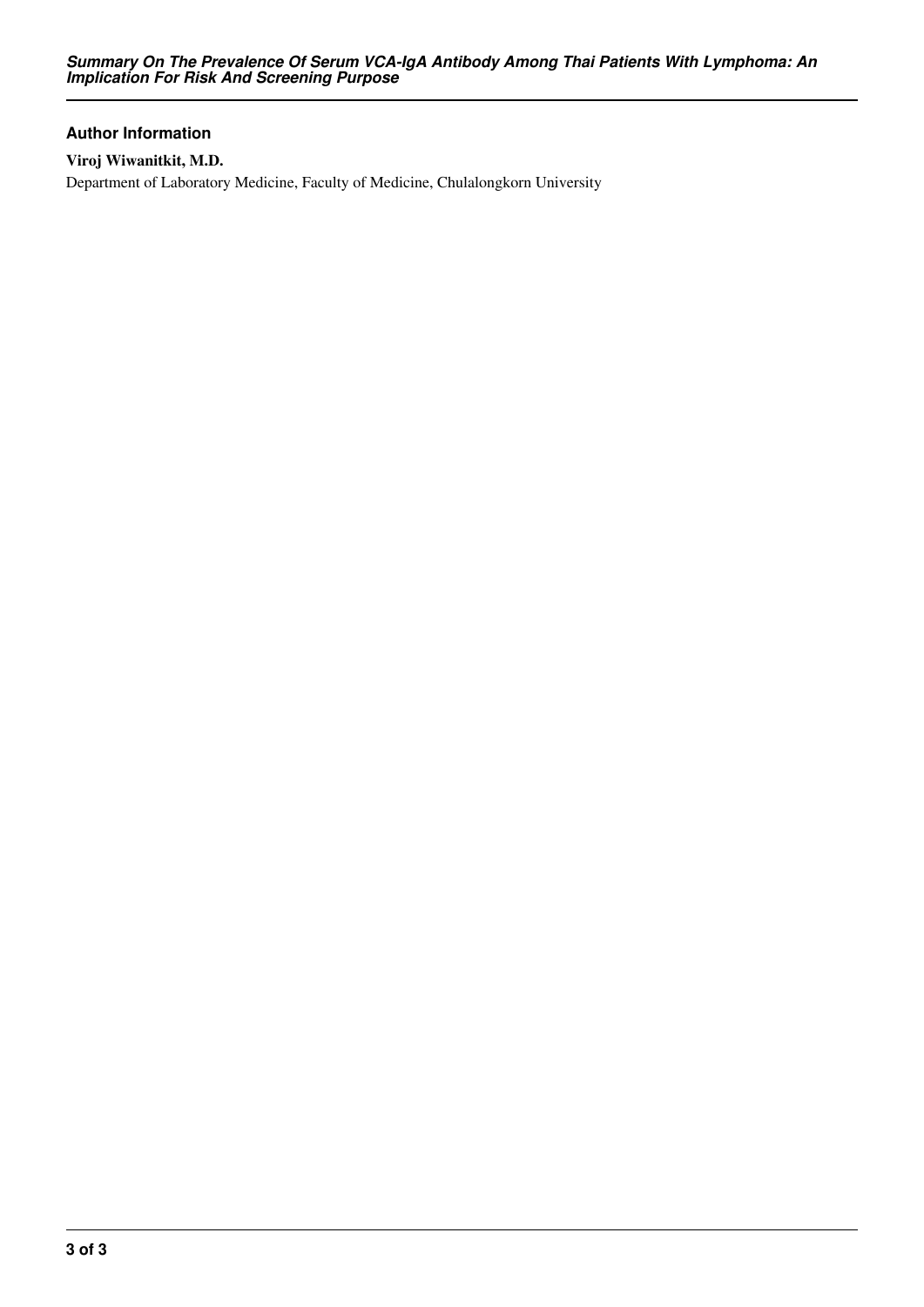### Author Information

**Viroj Wiwanitkit, M.D.**

Department of Laboratory Medicine, Faculty of Medicine, Chulalongkorn University